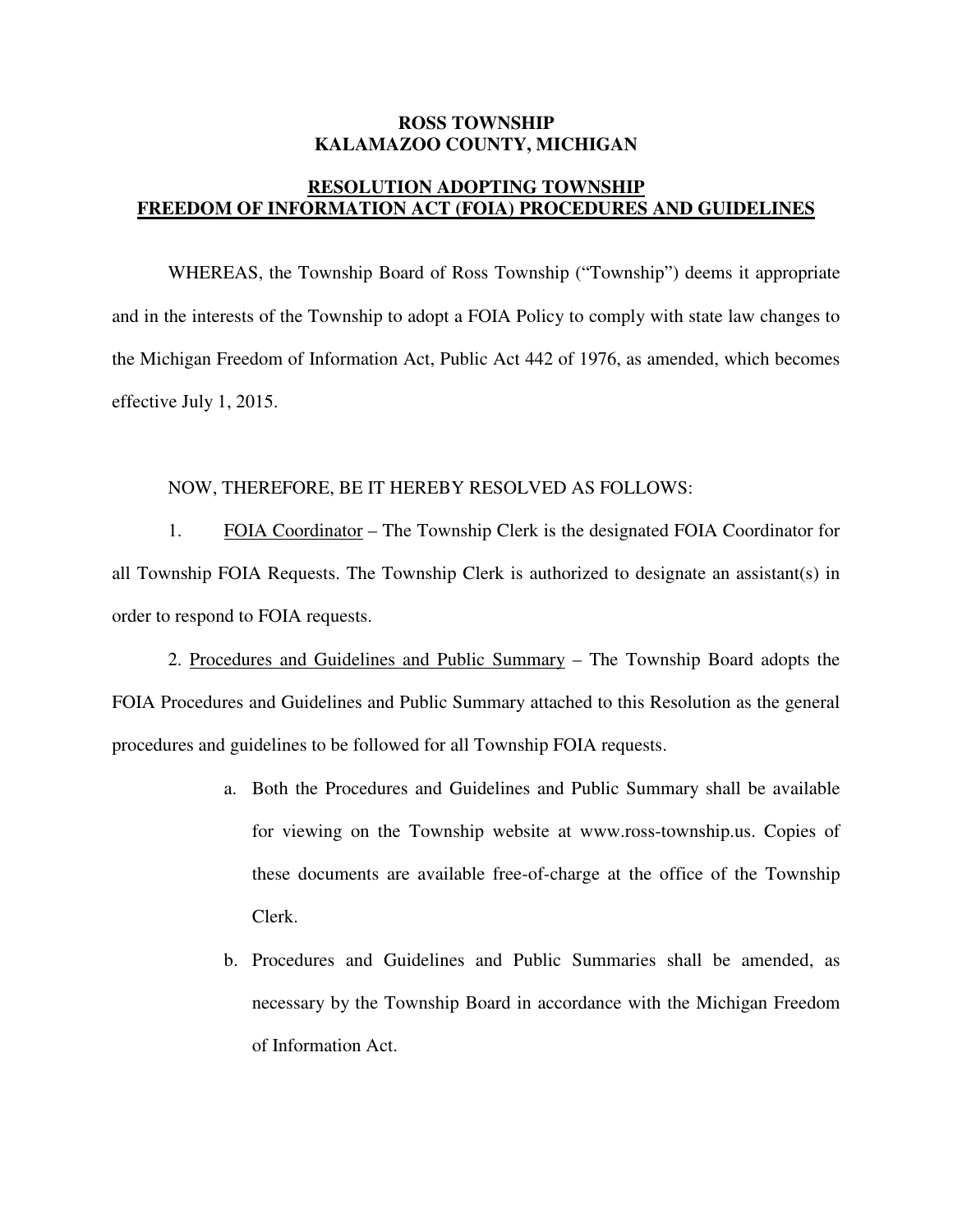# ROSS TOWNSHIP
# KALAMAZOO COUNTY, MICHIGAN

## RESOLUTION ADOPTING TOWNSHIP FREEDOM OF INFORMATION ACT (FOIA) PROCEDURES AND GUIDELINES

WHEREAS, the Township Board of Ross Township ("Township") deems it appropriate and in the interests of the Township to adopt a FOIA Policy to comply with state law changes to the Michigan Freedom of Information Act, Public Act 442 of 1976, as amended, which becomes effective July 1, 2015.

NOW, THEREFORE, BE IT HEREBY RESOLVED AS FOLLOWS:

1. FOIA Coordinator – The Township Clerk is the designated FOIA Coordinator for all Township FOIA Requests. The Township Clerk is authorized to designate an assistant(s) in order to respond to FOIA requests.

2. Procedures and Guidelines and Public Summary – The Township Board adopts the FOIA Procedures and Guidelines and Public Summary attached to this Resolution as the general procedures and guidelines to be followed for all Township FOIA requests.

   a. Both the Procedures and Guidelines and Public Summary shall be available for viewing on the Township website at www.ross-township.us. Copies of these documents are available free-of-charge at the office of the Township Clerk.

   b. Procedures and Guidelines and Public Summaries shall be amended, as necessary by the Township Board in accordance with the Michigan Freedom of Information Act.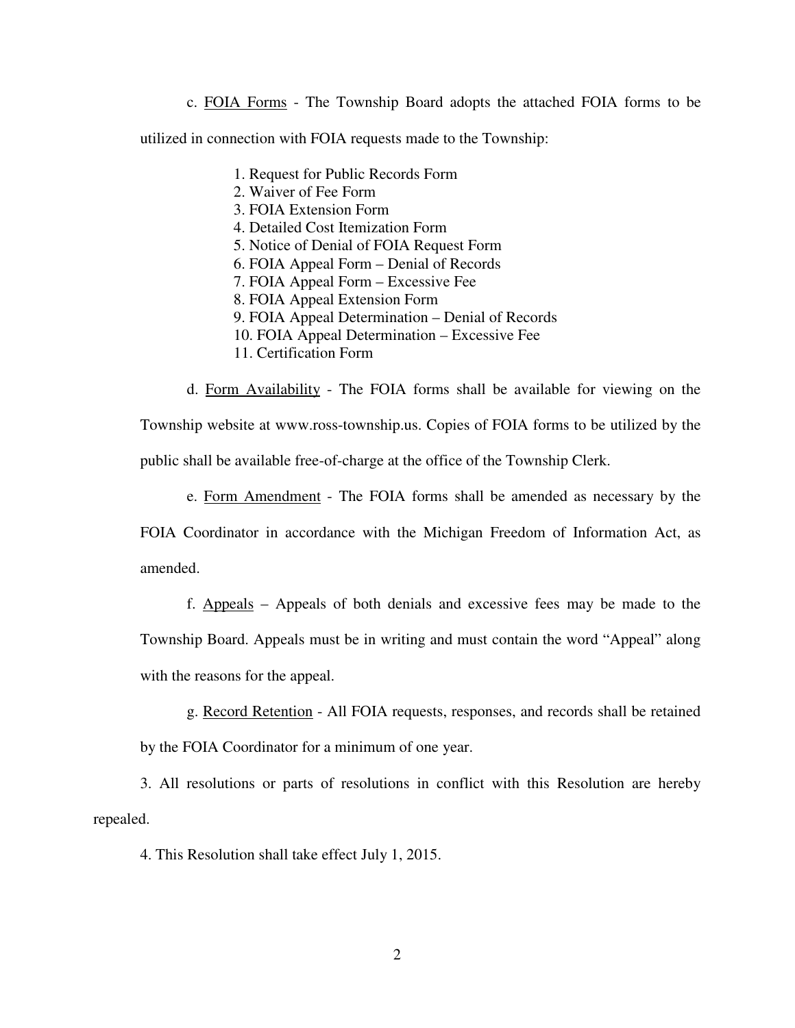c. <u>FOIA Forms</u> - The Township Board adopts the attached FOIA forms to be utilized in connection with FOIA requests made to the Township:

1. Request for Public Records Form
2. Waiver of Fee Form
3. FOIA Extension Form
4. Detailed Cost Itemization Form
5. Notice of Denial of FOIA Request Form
6. FOIA Appeal Form – Denial of Records
7. FOIA Appeal Form – Excessive Fee
8. FOIA Appeal Extension Form
9. FOIA Appeal Determination – Denial of Records
10. FOIA Appeal Determination – Excessive Fee
11. Certification Form

d. <u>Form Availability</u> - The FOIA forms shall be available for viewing on the Township website at www.ross-township.us. Copies of FOIA forms to be utilized by the public shall be available free-of-charge at the office of the Township Clerk.

e. <u>Form Amendment</u> - The FOIA forms shall be amended as necessary by the FOIA Coordinator in accordance with the Michigan Freedom of Information Act, as amended.

f. <u>Appeals</u> – Appeals of both denials and excessive fees may be made to the Township Board. Appeals must be in writing and must contain the word "Appeal" along with the reasons for the appeal.

g. <u>Record Retention</u> - All FOIA requests, responses, and records shall be retained by the FOIA Coordinator for a minimum of one year.

3. All resolutions or parts of resolutions in conflict with this Resolution are hereby repealed.

4. This Resolution shall take effect July 1, 2015.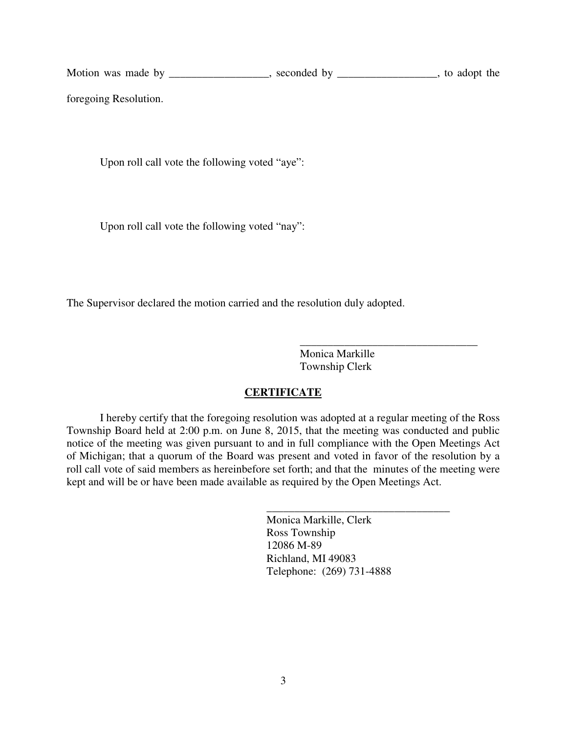Motion was made by __________________, seconded by __________________, to adopt the foregoing Resolution.

Upon roll call vote the following voted "aye":

Upon roll call vote the following voted "nay":

The Supervisor declared the motion carried and the resolution duly adopted.

_________________________________
Monica Markille
Township Clerk

**CERTIFICATE**

I hereby certify that the foregoing resolution was adopted at a regular meeting of the Ross Township Board held at 2:00 p.m. on June 8, 2015, that the meeting was conducted and public notice of the meeting was given pursuant to and in full compliance with the Open Meetings Act of Michigan; that a quorum of the Board was present and voted in favor of the resolution by a roll call vote of said members as hereinbefore set forth; and that the minutes of the meeting were kept and will be or have been made available as required by the Open Meetings Act.

_________________________________
Monica Markille, Clerk
Ross Township
12086 M-89
Richland, MI 49083
Telephone: (269) 731-4888